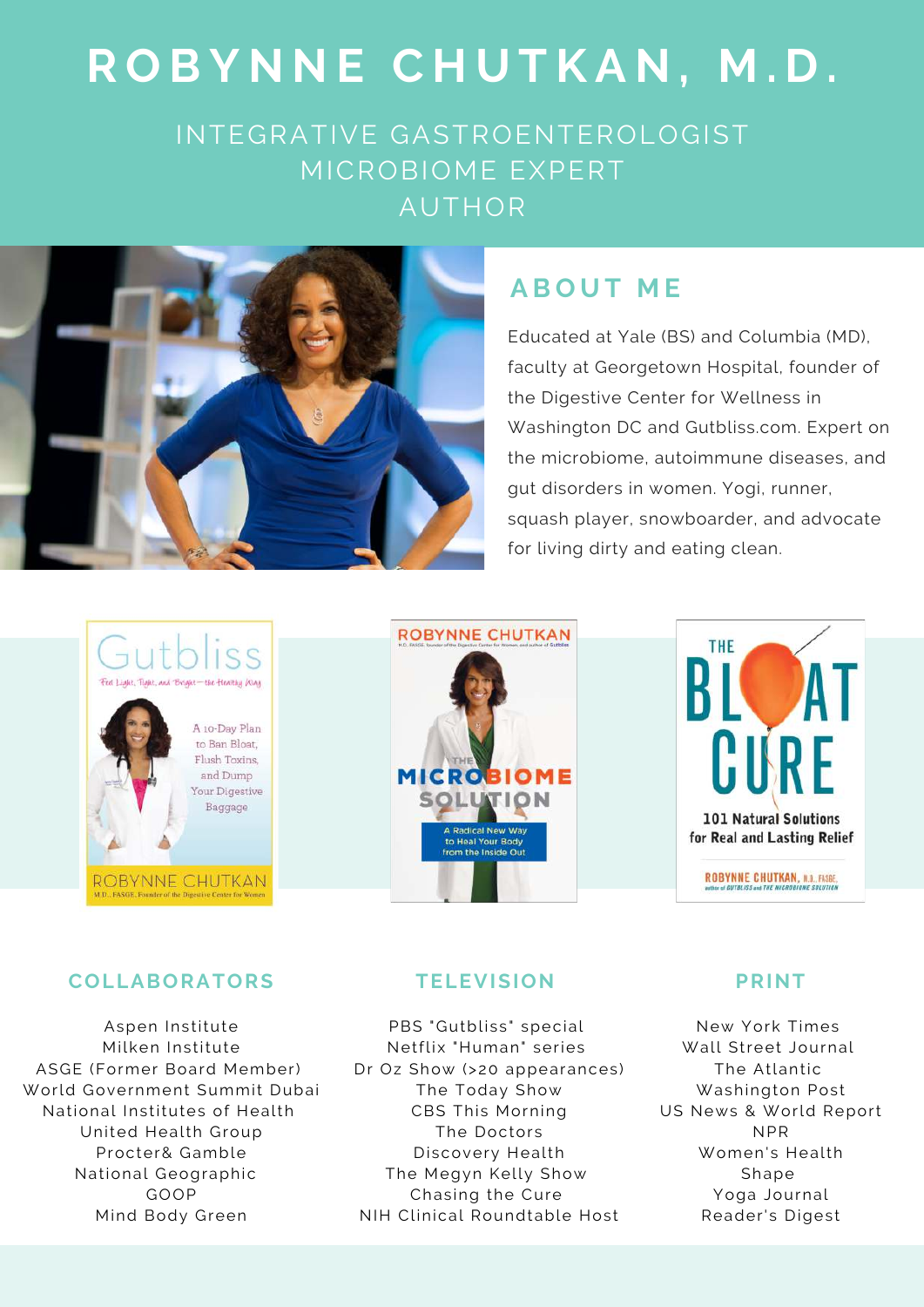# ROBYNNE CHUTKAN, M.D.

INTEGRATIVE GASTROENTEROLOGIST
MICROBIOME EXPERT
AUTHOR

## ABOUT ME

Educated at Yale (BS) and Columbia (MD), faculty at Georgetown Hospital, founder of the Digestive Center for Wellness in Washington DC and Gutbliss.com. Expert on the microbiome, autoimmune diseases, and gut disorders in women. Yogi, runner, squash player, snowboarder, and advocate for living dirty and eating clean.

## COLLABORATORS

Aspen Institute
Milken Institute
ASGE (Former Board Member)
World Government Summit Dubai
National Institutes of Health
United Health Group
Procter& Gamble
National Geographic
GOOP
Mind Body Green

## TELEVISION

PBS "Gutbliss" special
Netflix "Human" series
Dr Oz Show (>20 appearances)
The Today Show
CBS This Morning
The Doctors
Discovery Health
The Megyn Kelly Show
Chasing the Cure
NIH Clinical Roundtable Host

## PRINT

New York Times
Wall Street Journal
The Atlantic
Washington Post
US News & World Report
NPR
Women's Health
Shape
Yoga Journal
Reader's Digest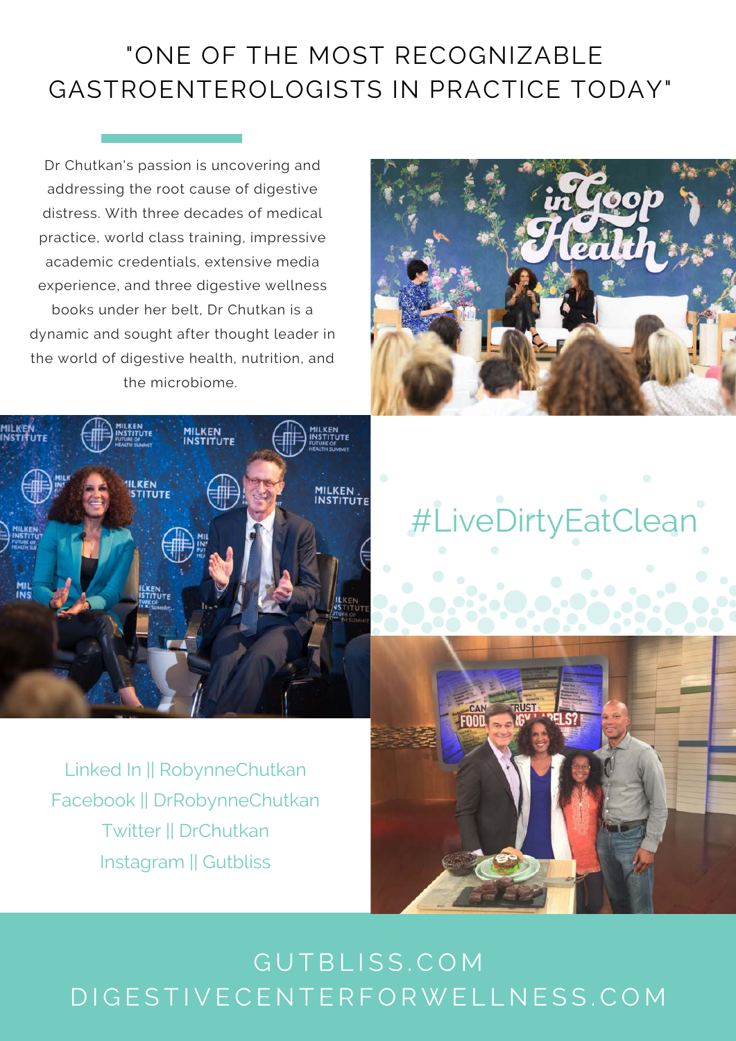# "ONE OF THE MOST RECOGNIZABLE GASTROENTEROLOGISTS IN PRACTICE TODAY"

Dr Chutkan's passion is uncovering and addressing the root cause of digestive distress. With three decades of medical practice, world class training, impressive academic credentials, extensive media experience, and three digestive wellness books under her belt, Dr Chutkan is a dynamic and sought after thought leader in the world of digestive health, nutrition, and the microbiome.

#LiveDirtyEatClean

Linked In || RobynneChutkan
Facebook || DrRobynneChutkan
Twitter || DrChutkan
Instagram || Gutbliss

GUTBLISS.COM
DIGESTIVECENTERFORWELLNESS.COM